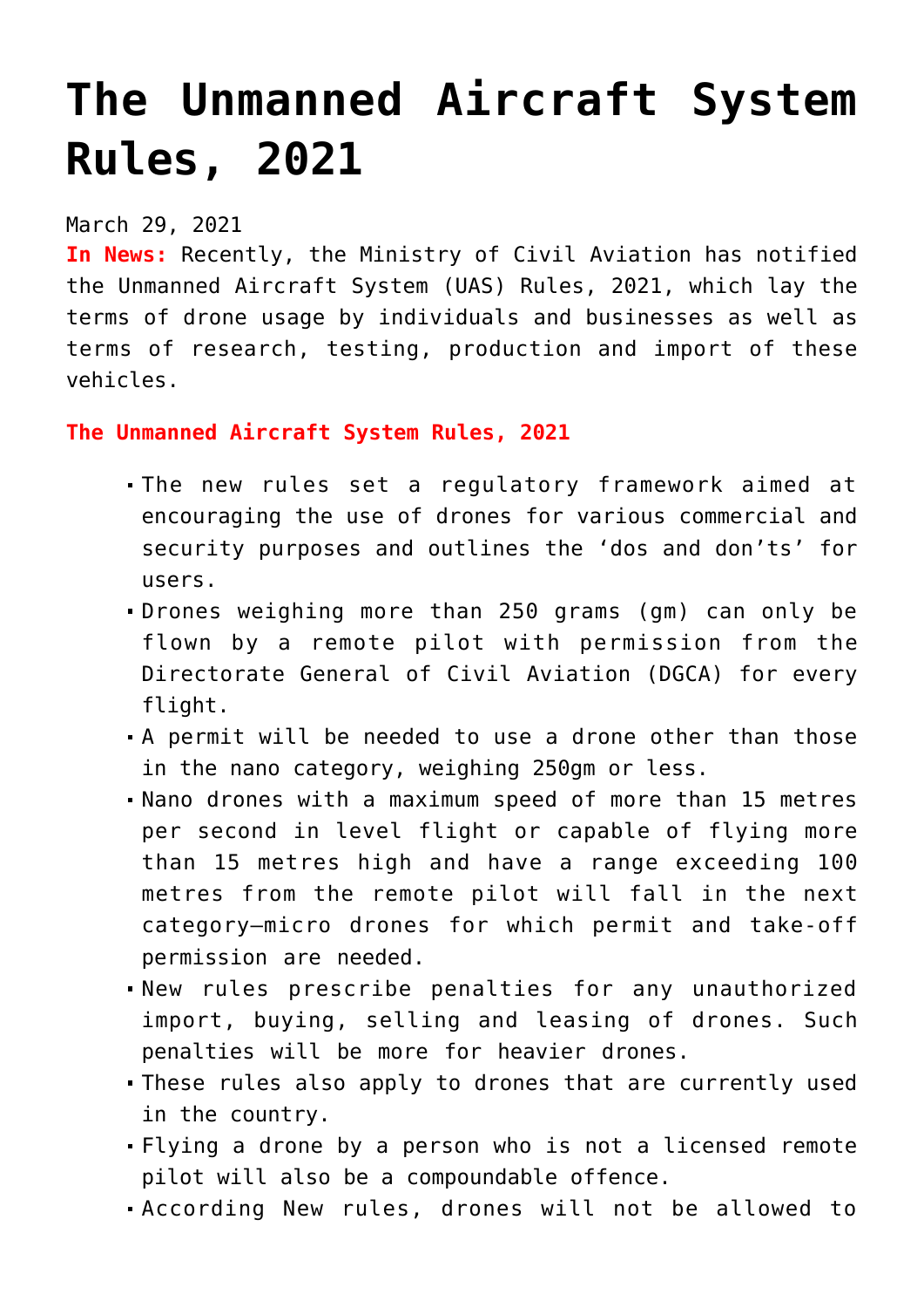# The Unmanned Aircraft System Rules, 2021

March 29, 2021

**In News:** Recently, the Ministry of Civil Aviation has notified the Unmanned Aircraft System (UAS) Rules, 2021, which lay the terms of drone usage by individuals and businesses as well as terms of research, testing, production and import of these vehicles.

**The Unmanned Aircraft System Rules, 2021**

- The new rules set a regulatory framework aimed at encouraging the use of drones for various commercial and security purposes and outlines the 'dos and don'ts' for users.
- Drones weighing more than 250 grams (gm) can only be flown by a remote pilot with permission from the Directorate General of Civil Aviation (DGCA) for every flight.
- A permit will be needed to use a drone other than those in the nano category, weighing 250gm or less.
- Nano drones with a maximum speed of more than 15 metres per second in level flight or capable of flying more than 15 metres high and have a range exceeding 100 metres from the remote pilot will fall in the next category—micro drones for which permit and take-off permission are needed.
- New rules prescribe penalties for any unauthorized import, buying, selling and leasing of drones. Such penalties will be more for heavier drones.
- These rules also apply to drones that are currently used in the country.
- Flying a drone by a person who is not a licensed remote pilot will also be a compoundable offence.
- According New rules, drones will not be allowed to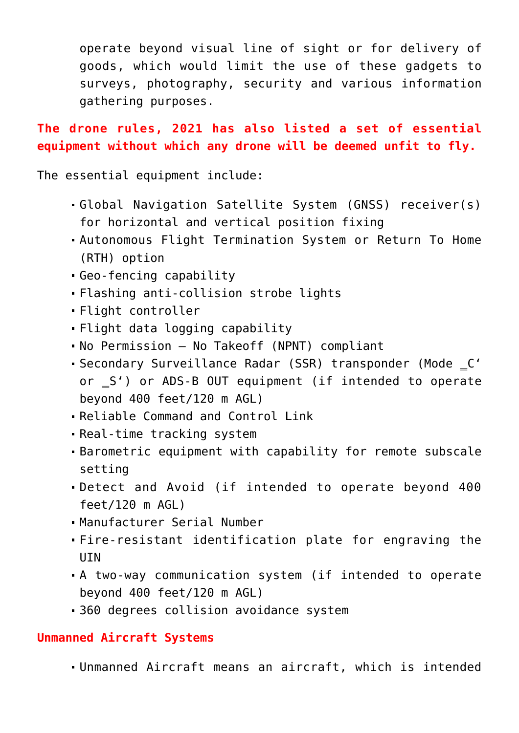operate beyond visual line of sight or for delivery of goods, which would limit the use of these gadgets to surveys, photography, security and various information gathering purposes.

**The drone rules, 2021 has also listed a set of essential equipment without which any drone will be deemed unfit to fly.**

The essential equipment include:

- Global Navigation Satellite System (GNSS) receiver(s) for horizontal and vertical position fixing
- Autonomous Flight Termination System or Return To Home (RTH) option
- Geo-fencing capability
- Flashing anti-collision strobe lights
- Flight controller
- Flight data logging capability
- No Permission – No Takeoff (NPNT) compliant
- Secondary Surveillance Radar (SSR) transponder (Mode ‗C' or ‗S') or ADS-B OUT equipment (if intended to operate beyond 400 feet/120 m AGL)
- Reliable Command and Control Link
- Real-time tracking system
- Barometric equipment with capability for remote subscale setting
- Detect and Avoid (if intended to operate beyond 400 feet/120 m AGL)
- Manufacturer Serial Number
- Fire-resistant identification plate for engraving the UIN
- A two-way communication system (if intended to operate beyond 400 feet/120 m AGL)
- 360 degrees collision avoidance system

## Unmanned Aircraft Systems

- Unmanned Aircraft means an aircraft, which is intended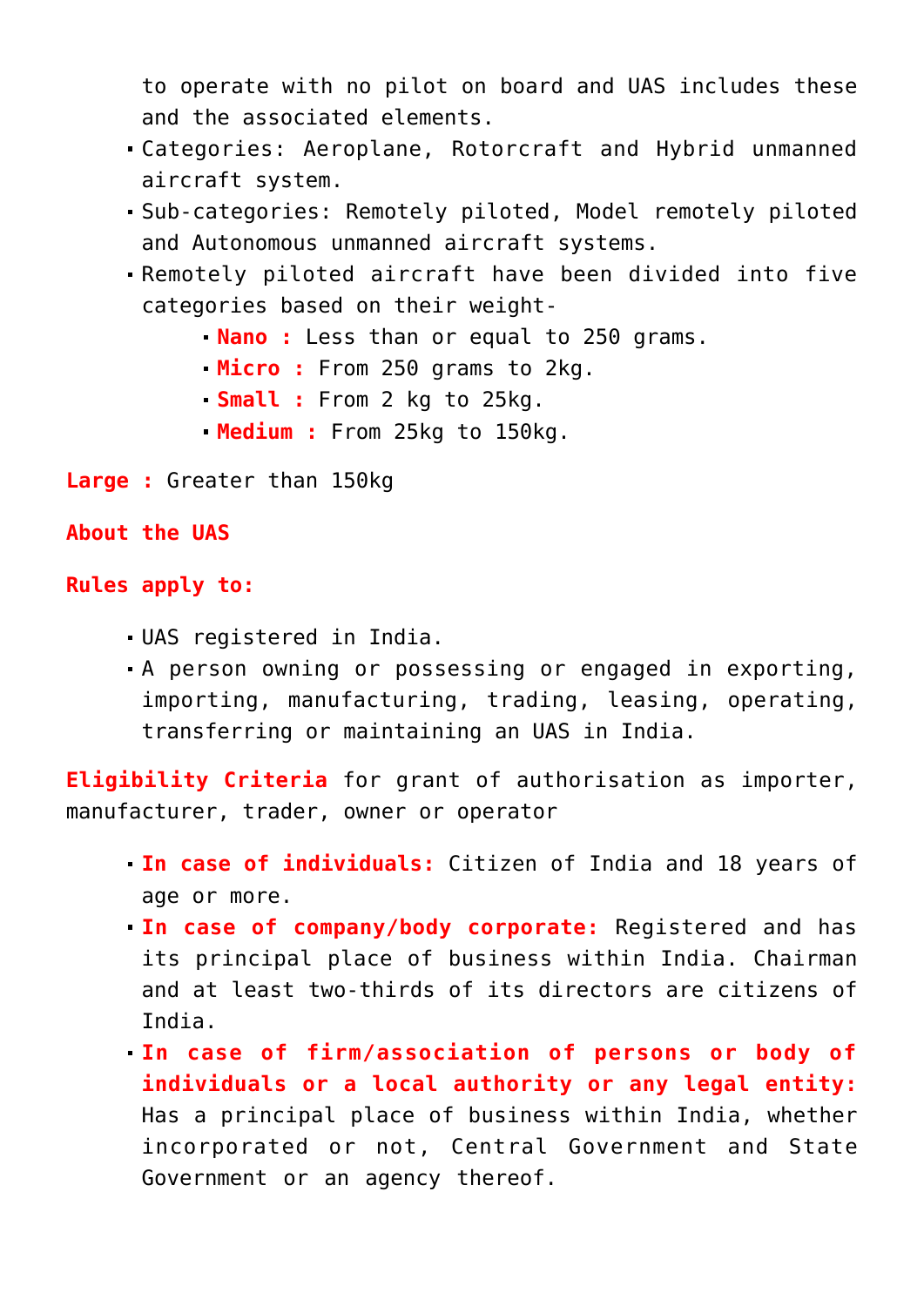to operate with no pilot on board and UAS includes these and the associated elements.

- Categories: Aeroplane, Rotorcraft and Hybrid unmanned aircraft system.
- Sub-categories: Remotely piloted, Model remotely piloted and Autonomous unmanned aircraft systems.
- Remotely piloted aircraft have been divided into five categories based on their weight-
    - **Nano :** Less than or equal to 250 grams.
    - **Micro :** From 250 grams to 2kg.
    - **Small :** From 2 kg to 25kg.
    - **Medium :** From 25kg to 150kg.

**Large :** Greater than 150kg

**About the UAS**

**Rules apply to:**

- UAS registered in India.
- A person owning or possessing or engaged in exporting, importing, manufacturing, trading, leasing, operating, transferring or maintaining an UAS in India.

**Eligibility Criteria** for grant of authorisation as importer, manufacturer, trader, owner or operator

- **In case of individuals:** Citizen of India and 18 years of age or more.
- **In case of company/body corporate:** Registered and has its principal place of business within India. Chairman and at least two-thirds of its directors are citizens of India.
- **In case of firm/association of persons or body of individuals or a local authority or any legal entity:** Has a principal place of business within India, whether incorporated or not, Central Government and State Government or an agency thereof.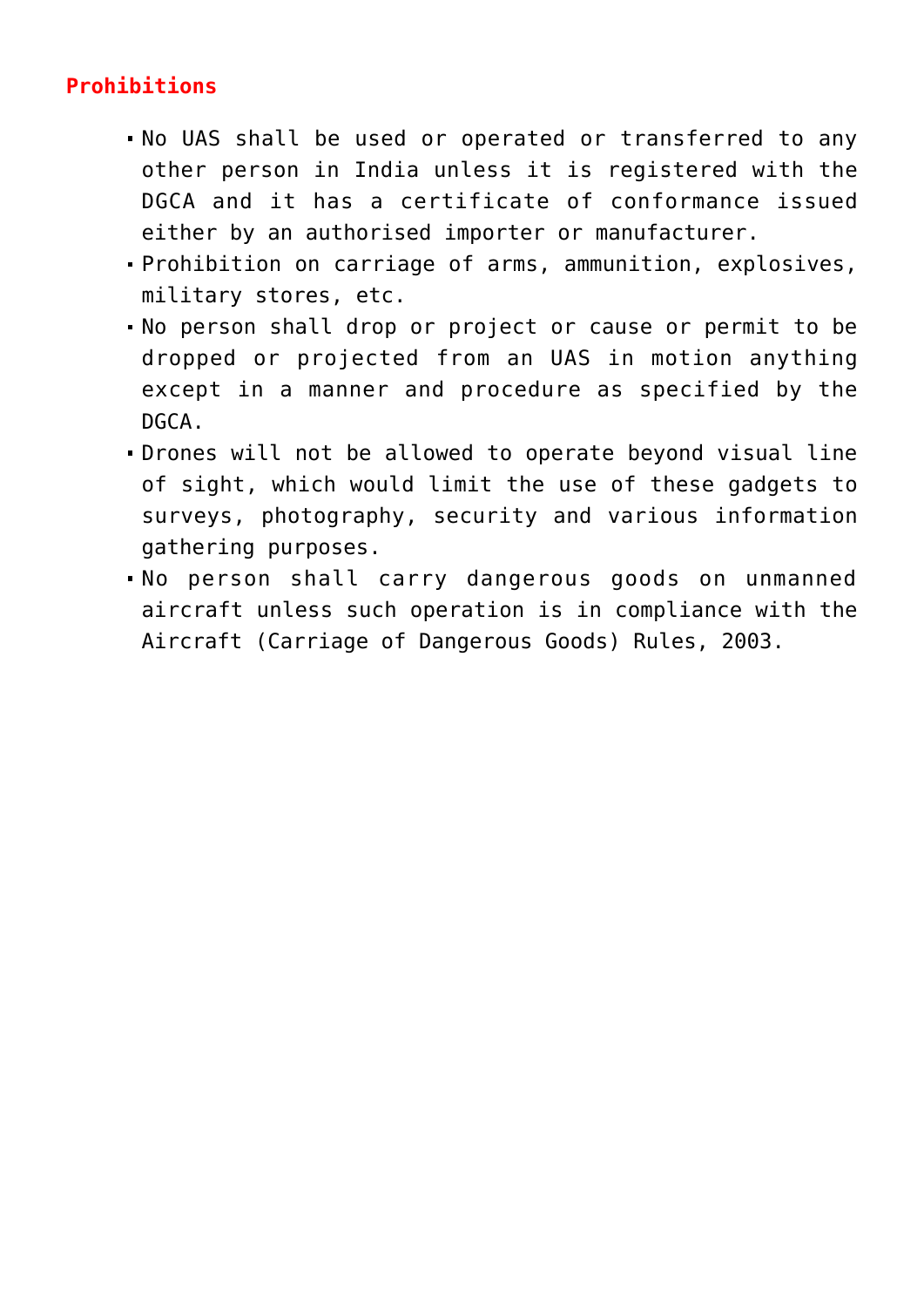**Prohibitions**

- No UAS shall be used or operated or transferred to any other person in India unless it is registered with the DGCA and it has a certificate of conformance issued either by an authorised importer or manufacturer.
- Prohibition on carriage of arms, ammunition, explosives, military stores, etc.
- No person shall drop or project or cause or permit to be dropped or projected from an UAS in motion anything except in a manner and procedure as specified by the DGCA.
- Drones will not be allowed to operate beyond visual line of sight, which would limit the use of these gadgets to surveys, photography, security and various information gathering purposes.
- No person shall carry dangerous goods on unmanned aircraft unless such operation is in compliance with the Aircraft (Carriage of Dangerous Goods) Rules, 2003.